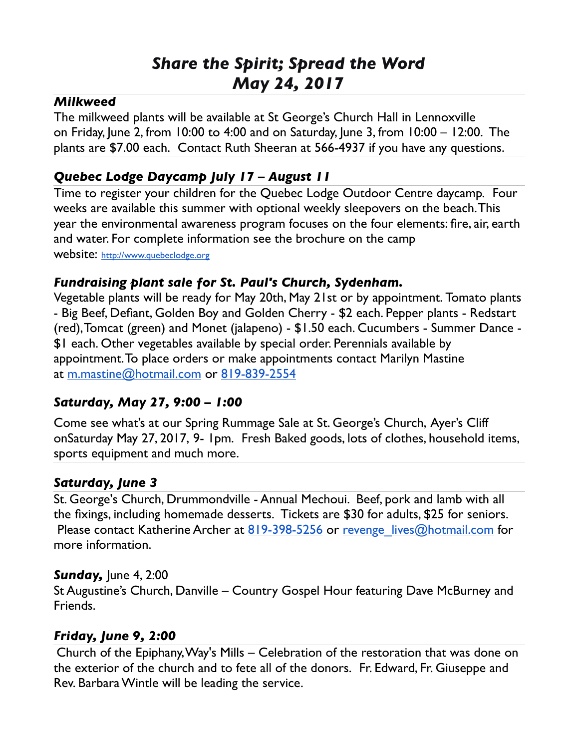# *Share the Spirit; Spread the Word*
# *May 24, 2017*

### *Milkweed*

The milkweed plants will be available at St George's Church Hall in Lennoxville on Friday, June 2, from 10:00 to 4:00 and on Saturday, June 3, from 10:00 – 12:00. The plants are $7.00 each. Contact Ruth Sheeran at 566-4937 if you have any questions.

### *Quebec Lodge Daycamp July 17 – August 11*

Time to register your children for the Quebec Lodge Outdoor Centre daycamp. Four weeks are available this summer with optional weekly sleepovers on the beach. This year the environmental awareness program focuses on the four elements: fire, air, earth and water. For complete information see the brochure on the camp website: http://www.quebeclodge.org

### *Fundraising plant sale for St. Paul's Church, Sydenham.*

Vegetable plants will be ready for May 20th, May 21st or by appointment. Tomato plants - Big Beef, Defiant, Golden Boy and Golden Cherry - $2 each. Pepper plants - Redstart (red), Tomcat (green) and Monet (jalapeno) - $1.50 each. Cucumbers - Summer Dance - $1 each. Other vegetables available by special order. Perennials available by appointment. To place orders or make appointments contact Marilyn Mastine at m.mastine@hotmail.com or 819-839-2554

### *Saturday, May 27, 9:00 – 1:00*

Come see what's at our Spring Rummage Sale at St. George's Church, Ayer's Cliff onSaturday May 27, 2017, 9- 1pm. Fresh Baked goods, lots of clothes, household items, sports equipment and much more.

### *Saturday, June 3*

St. George's Church, Drummondville - Annual Mechoui. Beef, pork and lamb with all the fixings, including homemade desserts. Tickets are $30 for adults, $25 for seniors. Please contact Katherine Archer at 819-398-5256 or revenge_lives@hotmail.com for more information.

***Sunday,*** June 4, 2:00

St Augustine's Church, Danville – Country Gospel Hour featuring Dave McBurney and Friends.

### *Friday, June 9, 2:00*

Church of the Epiphany, Way's Mills – Celebration of the restoration that was done on the exterior of the church and to fete all of the donors. Fr. Edward, Fr. Giuseppe and Rev. Barbara Wintle will be leading the service.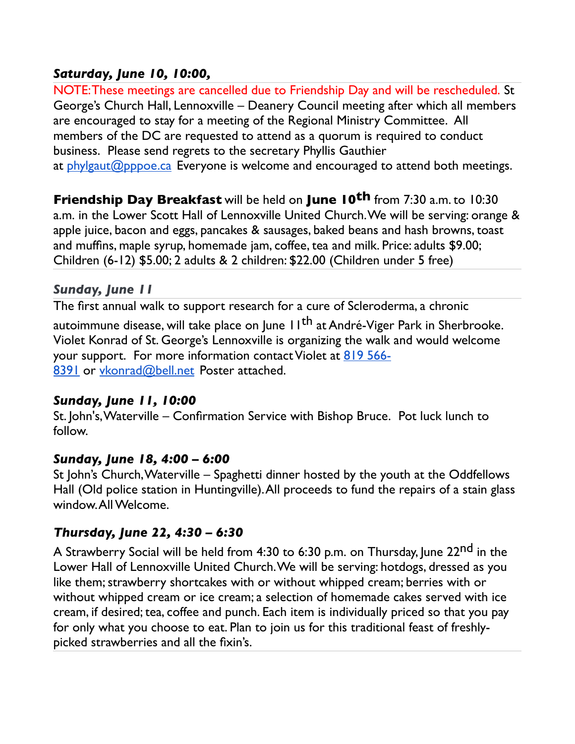***Saturday, June 10, 10:00,***

NOTE: These meetings are cancelled due to Friendship Day and will be rescheduled. St George's Church Hall, Lennoxville – Deanery Council meeting after which all members are encouraged to stay for a meeting of the Regional Ministry Committee. All members of the DC are requested to attend as a quorum is required to conduct business. Please send regrets to the secretary Phyllis Gauthier at phylgaut@pppoe.ca Everyone is welcome and encouraged to attend both meetings.

**Friendship Day Breakfast** will be held on **June 10th** from 7:30 a.m. to 10:30 a.m. in the Lower Scott Hall of Lennoxville United Church. We will be serving: orange & apple juice, bacon and eggs, pancakes & sausages, baked beans and hash browns, toast and muffins, maple syrup, homemade jam, coffee, tea and milk. Price: adults $9.00; Children (6-12) $5.00; 2 adults & 2 children: $22.00 (Children under 5 free)

***Sunday, June 11***

The first annual walk to support research for a cure of Scleroderma, a chronic autoimmune disease, will take place on June 11th at André-Viger Park in Sherbrooke. Violet Konrad of St. George's Lennoxville is organizing the walk and would welcome your support. For more information contact Violet at 819 566-8391 or vkonrad@bell.net Poster attached.

***Sunday, June 11, 10:00***

St. John's, Waterville – Confirmation Service with Bishop Bruce. Pot luck lunch to follow.

***Sunday, June 18, 4:00 – 6:00***

St John's Church, Waterville – Spaghetti dinner hosted by the youth at the Oddfellows Hall (Old police station in Huntingville). All proceeds to fund the repairs of a stain glass window. All Welcome.

***Thursday, June 22, 4:30 – 6:30***

A Strawberry Social will be held from 4:30 to 6:30 p.m. on Thursday, June 22nd in the Lower Hall of Lennoxville United Church. We will be serving: hotdogs, dressed as you like them; strawberry shortcakes with or without whipped cream; berries with or without whipped cream or ice cream; a selection of homemade cakes served with ice cream, if desired; tea, coffee and punch. Each item is individually priced so that you pay for only what you choose to eat. Plan to join us for this traditional feast of freshly-picked strawberries and all the fixin's.